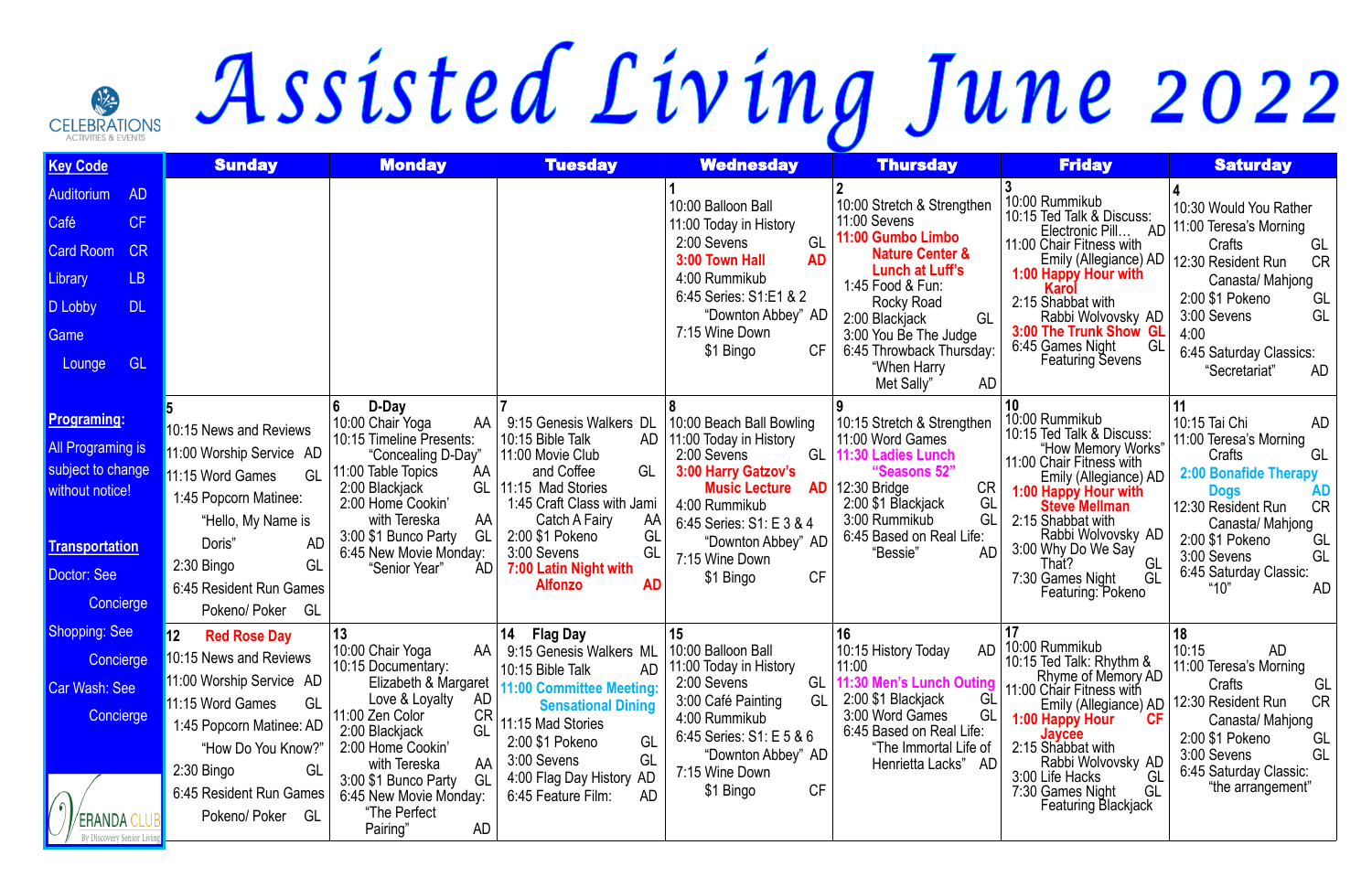# Assisted Living June 2022

CELEBRATIONS ACTIVITIES & EVENTS

**Key Code**

- Auditorium AD
- Café CF
- Card Room CR
- Library LB
- D Lobby DL
- Game Lounge GL

**Programing:**

All Programing is subject to change without notice!

**Transportation**

Doctor: See Concierge

Shopping: See Concierge

Car Wash: See Concierge

VERANDA CLUB By Discovery Senior Living

| Sunday | Monday | Tuesday | Wednesday | Thursday | Friday | Saturday |
|---|---|---|---|---|---|---|
| | | | **1**<br>10:00 Balloon Ball<br>11:00 Today in History<br>2:00 Sevens GL<br>**3:00 Town Hall AD**<br>4:00 Rummikub<br>6:45 Series: S1:E1 & 2 "Downton Abbey" AD<br>7:15 Wine Down $1 Bingo CF | **2**<br>10:00 Stretch & Strengthen<br>11:00 Sevens<br>**11:00 Gumbo Limbo Nature Center & Lunch at Luff's**<br>1:45 Food & Fun: Rocky Road<br>2:00 Blackjack GL<br>3:00 You Be The Judge<br>6:45 Throwback Thursday: "When Harry Met Sally" AD | **3**<br>10:00 Rummikub<br>10:15 Ted Talk & Discuss: Electronic Pill… AD<br>11:00 Chair Fitness with Emily (Allegiance) AD<br>**1:00 Happy Hour with Karol**<br>2:15 Shabbat with Rabbi Wolvovsky AD<br>**3:00 The Trunk Show GL**<br>6:45 Games Night Featuring Sevens GL | **4**<br>10:30 Would You Rather<br>11:00 Teresa's Morning Crafts GL<br>12:30 Resident Run Canasta/ Mahjong CR<br>2:00 $1 Pokeno GL<br>3:00 Sevens GL<br>4:00<br>6:45 Saturday Classics: "Secretariat" AD |
| **5**<br>10:15 News and Reviews<br>11:00 Worship Service AD<br>11:15 Word Games GL<br>1:45 Popcorn Matinee: "Hello, My Name is Doris" AD<br>2:30 Bingo GL<br>6:45 Resident Run Games Pokeno/ Poker GL | **6 D-Day**<br>10:00 Chair Yoga AA<br>10:15 Timeline Presents: "Concealing D-Day"<br>11:00 Table Topics AA<br>2:00 Blackjack GL<br>2:00 Home Cookin' with Tereska AA<br>3:00 $1 Bunco Party GL<br>6:45 New Movie Monday: "Senior Year" AD | **7**<br>9:15 Genesis Walkers DL<br>10:15 Bible Talk AD<br>11:00 Movie Club and Coffee GL<br>11:15 Mad Stories<br>1:45 Craft Class with Jami Catch A Fairy AA<br>2:00 $1 Pokeno GL<br>3:00 Sevens GL<br>**7:00 Latin Night with Alfonzo AD** | **8**<br>10:00 Beach Ball Bowling<br>11:00 Today in History<br>2:00 Sevens GL<br>**3:00 Harry Gatzov's Music Lecture AD**<br>4:00 Rummikub<br>6:45 Series: S1: E 3 & 4 "Downton Abbey" AD<br>7:15 Wine Down $1 Bingo CF | **9**<br>10:15 Stretch & Strengthen<br>11:00 Word Games<br>**11:30 Ladies Lunch "Seasons 52"**<br>12:30 Bridge CR<br>2:00 $1 Blackjack GL<br>3:00 Rummikub GL<br>6:45 Based on Real Life: "Bessie" AD | **10**<br>10:00 Rummikub<br>10:15 Ted Talk & Discuss: "How Memory Works"<br>11:00 Chair Fitness with Emily (Allegiance) AD<br>**1:00 Happy Hour with Steve Mellman**<br>2:15 Shabbat with Rabbi Wolvovsky AD<br>3:00 Why Do We Say That? GL<br>7:30 Games Night Featuring: Pokeno GL | **11**<br>10:15 Tai Chi AD<br>11:00 Teresa's Morning Crafts GL<br>**2:00 Bonafide Therapy Dogs AD**<br>12:30 Resident Run Canasta/ Mahjong CR<br>2:00 $1 Pokeno GL<br>3:00 Sevens GL<br>6:45 Saturday Classic: "10" AD |
| **12 Red Rose Day**<br>10:15 News and Reviews<br>11:00 Worship Service AD<br>11:15 Word Games GL<br>1:45 Popcorn Matinee: AD "How Do You Know?"<br>2:30 Bingo GL<br>6:45 Resident Run Games Pokeno/ Poker GL | **13**<br>10:00 Chair Yoga AA<br>10:15 Documentary: Elizabeth & Margaret Love & Loyalty AD<br>11:00 Zen Color CR<br>2:00 Blackjack GL<br>2:00 Home Cookin' with Tereska AA<br>3:00 $1 Bunco Party GL<br>6:45 New Movie Monday: "The Perfect Pairing" AD | **14 Flag Day**<br>9:15 Genesis Walkers ML<br>10:15 Bible Talk AD<br>**11:00 Committee Meeting: Sensational Dining**<br>11:15 Mad Stories<br>2:00 $1 Pokeno GL<br>3:00 Sevens GL<br>4:00 Flag Day History AD<br>6:45 Feature Film: AD | **15**<br>10:00 Balloon Ball<br>11:00 Today in History<br>2:00 Sevens GL<br>3:00 Café Painting GL<br>4:00 Rummikub<br>6:45 Series: S1: E 5 & 6 "Downton Abbey" AD<br>7:15 Wine Down $1 Bingo CF | **16**<br>10:15 History Today AD<br>11:00<br>**11:30 Men's Lunch Outing**<br>2:00 $1 Blackjack GL<br>3:00 Word Games GL<br>6:45 Based on Real Life: "The Immortal Life of Henrietta Lacks" AD | **17**<br>10:00 Rummikub<br>10:15 Ted Talk: Rhythm & Rhyme of Memory AD<br>11:00 Chair Fitness with Emily (Allegiance) AD<br>**1:00 Happy Hour Jaycee CF**<br>2:15 Shabbat with Rabbi Wolvovsky AD<br>3:00 Life Hacks GL<br>7:30 Games Night Featuring Blackjack GL | **18**<br>10:15 AD<br>11:00 Teresa's Morning Crafts GL<br>12:30 Resident Run Canasta/ Mahjong CR<br>2:00 $1 Pokeno GL<br>3:00 Sevens GL<br>6:45 Saturday Classic: "the arrangement" |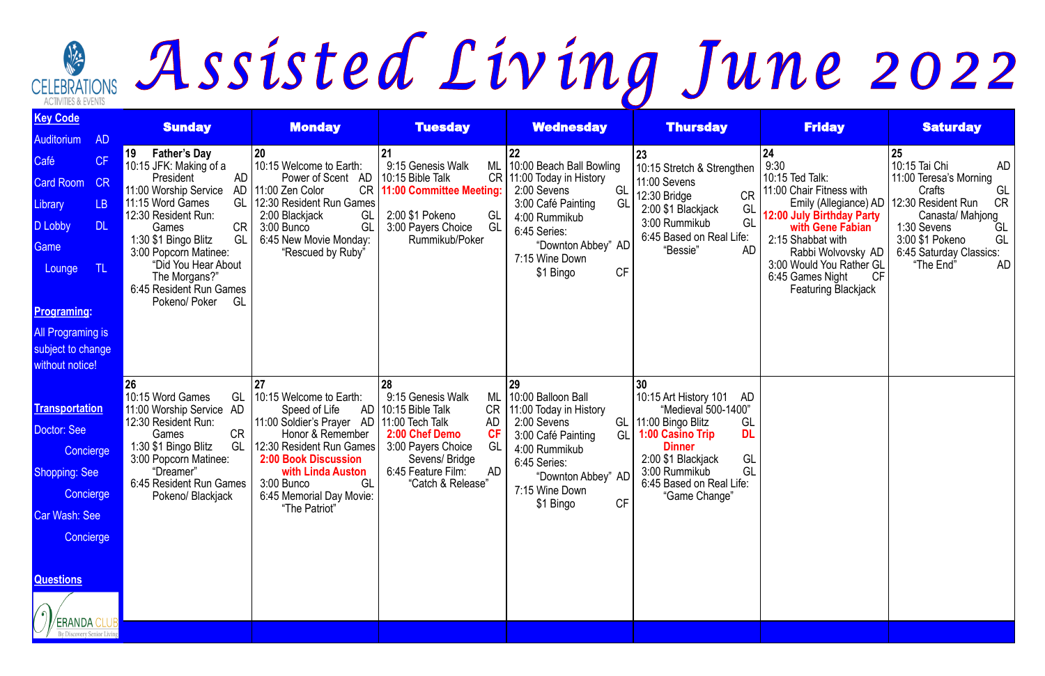# Assisted Living June 2022

CELEBRATIONS ACTIVITIES & EVENTS

**Key Code**

- Auditorium AD
- Café CF
- Card Room CR
- Library LB
- D Lobby DL
- Game Lounge TL

**Programing:**

All Programing is subject to change without notice!

**Transportation**

- Doctor: See Concierge
- Shopping: See Concierge
- Car Wash: See Concierge

**Questions**

VERANDA CLUB By Discovery Senior Living

| Sunday | Monday | Tuesday | Wednesday | Thursday | Friday | Saturday |
|---|---|---|---|---|---|---|
| **19 Father's Day**<br>10:15 JFK: Making of a President AD<br>11:00 Worship Service AD<br>11:15 Word Games GL<br>12:30 Resident Run: Games CR<br>1:30 $1 Bingo Blitz GL<br>3:00 Popcorn Matinee: "Did You Hear About The Morgans?"<br>6:45 Resident Run Games Pokeno/ Poker GL | **20**<br>10:15 Welcome to Earth: Power of Scent AD<br>11:00 Zen Color CR<br>12:30 Resident Run Games<br>2:00 Blackjack GL<br>3:00 Bunco GL<br>6:45 New Movie Monday: "Rescued by Ruby" | **21**<br>9:15 Genesis Walk ML<br>10:15 Bible Talk CR<br>**11:00 Committee Meeting:**<br>2:00 $1 Pokeno GL<br>3:00 Payers Choice GL Rummikub/Poker | **22**<br>10:00 Beach Ball Bowling<br>11:00 Today in History<br>2:00 Sevens GL<br>3:00 Café Painting GL<br>4:00 Rummikub<br>6:45 Series: "Downton Abbey" AD<br>7:15 Wine Down $1 Bingo CF | **23**<br>10:15 Stretch & Strengthen<br>11:00 Sevens<br>12:30 Bridge CR<br>2:00 $1 Blackjack GL<br>3:00 Rummikub GL<br>6:45 Based on Real Life: "Bessie" AD | **24**<br>9:30<br>10:15 Ted Talk:<br>11:00 Chair Fitness with Emily (Allegiance) AD<br>**12:00 July Birthday Party with Gene Fabian**<br>2:15 Shabbat with Rabbi Wolvovsky AD<br>3:00 Would You Rather GL<br>6:45 Games Night CF Featuring Blackjack | **25**<br>10:15 Tai Chi AD<br>11:00 Teresa's Morning Crafts GL<br>12:30 Resident Run CR Canasta/ Mahjong<br>1:30 Sevens GL<br>3:00 $1 Pokeno GL<br>6:45 Saturday Classics: "The End" AD |
| **26**<br>10:15 Word Games GL<br>11:00 Worship Service AD<br>12:30 Resident Run: Games CR<br>1:30 $1 Bingo Blitz GL<br>3:00 Popcorn Matinee: "Dreamer"<br>6:45 Resident Run Games Pokeno/ Blackjack | **27**<br>10:15 Welcome to Earth: Speed of Life AD<br>11:00 Soldier's Prayer AD Honor & Remember<br>12:30 Resident Run Games<br>**2:00 Book Discussion with Linda Auston**<br>3:00 Bunco GL<br>6:45 Memorial Day Movie: "The Patriot" | **28**<br>9:15 Genesis Walk ML<br>10:15 Bible Talk CR<br>11:00 Tech Talk AD<br>**2:00 Chef Demo CF**<br>3:00 Payers Choice GL Sevens/ Bridge<br>6:45 Feature Film: AD "Catch & Release" | **29**<br>10:00 Balloon Ball<br>11:00 Today in History<br>2:00 Sevens GL<br>3:00 Café Painting GL<br>4:00 Rummikub<br>6:45 Series: "Downton Abbey" AD<br>7:15 Wine Down $1 Bingo CF | **30**<br>10:15 Art History 101 AD "Medieval 500-1400"<br>11:00 Bingo Blitz GL<br>**1:00 Casino Trip DL Dinner**<br>2:00 $1 Blackjack GL<br>3:00 Rummikub GL<br>6:45 Based on Real Life: "Game Change" | | |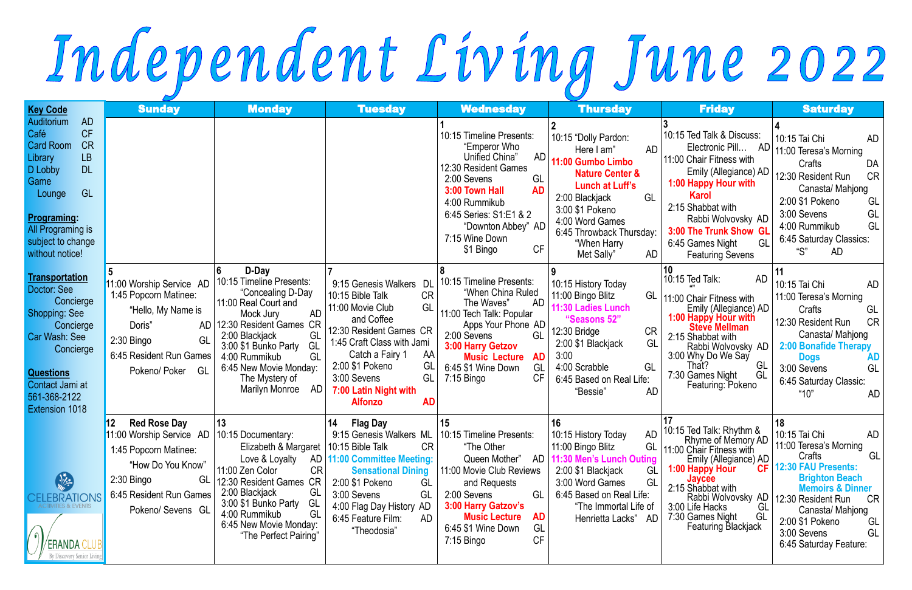# Independent Living June 2022

**Key Code**
Auditorium AD
Café CF
Card Room CR
Library LB
D Lobby DL
Game Lounge GL

**Programing:**
All Programing is subject to change without notice!

**Transportation**
Doctor: See Concierge
Shopping: See Concierge
Car Wash: See Concierge

**Questions**
Contact Jami at 561-368-2122 Extension 1018

CELEBRATIONS ACTIVITIES & EVENTS

VERANDA CLUB By Discovery Senior Living

| Sunday | Monday | Tuesday | Wednesday | Thursday | Friday | Saturday |
|---|---|---|---|---|---|---|
| | | | **1**<br>10:15 Timeline Presents: "Emperor Who Unified China" AD<br>12:30 Resident Games<br>2:00 Sevens GL<br>**3:00 Town Hall AD**<br>4:00 Rummikub<br>6:45 Series: S1:E1 & 2 "Downton Abbey" AD<br>7:15 Wine Down $1 Bingo CF | **2**<br>10:15 "Dolly Pardon: Here I am" AD<br>**11:00 Gumbo Limbo Nature Center & Lunch at Luff's**<br>2:00 Blackjack GL<br>3:00 $1 Pokeno<br>4:00 Word Games<br>6:45 Throwback Thursday: "When Harry Met Sally" AD | **3**<br>10:15 Ted Talk & Discuss: Electronic Pill… AD<br>11:00 Chair Fitness with Emily (Allegiance) AD<br>**1:00 Happy Hour with Karol**<br>2:15 Shabbat with Rabbi Wolvovsky AD<br>**3:00 The Trunk Show GL**<br>6:45 Games Night GL Featuring Sevens | **4**<br>10:15 Tai Chi AD<br>11:00 Teresa's Morning Crafts DA<br>12:30 Resident Run CR Canasta/ Mahjong<br>2:00 $1 Pokeno GL<br>3:00 Sevens GL<br>4:00 Rummikub GL<br>6:45 Saturday Classics: "S" AD |
| **5**<br>11:00 Worship Service AD<br>1:45 Popcorn Matinee: "Hello, My Name is Doris" AD<br>2:30 Bingo GL<br>6:45 Resident Run Games Pokeno/ Poker GL | **6** **D-Day**<br>10:15 Timeline Presents: "Concealing D-Day<br>11:00 Real Court and Mock Jury AD<br>12:30 Resident Games CR<br>2:00 Blackjack GL<br>3:00 $1 Bunko Party GL<br>4:00 Rummikub GL<br>6:45 New Movie Monday: The Mystery of Marilyn Monroe AD | **7**<br>9:15 Genesis Walkers DL<br>10:15 Bible Talk CR<br>11:00 Movie Club and Coffee GL<br>12:30 Resident Games CR<br>1:45 Craft Class with Jami Catch a Fairy 1 AA<br>2:00 $1 Pokeno GL<br>3:00 Sevens GL<br>**7:00 Latin Night with Alfonzo AD** | **8**<br>10:15 Timeline Presents: "When China Ruled The Waves" AD<br>11:00 Tech Talk: Popular Apps Your Phone AD<br>2:00 Sevens GL<br>**3:00 Harry Getzov Music Lecture AD**<br>6:45 $1 Wine Down GL<br>7:15 Bingo CF | **9**<br>10:15 History Today<br>11:00 Bingo Blitz GL<br>**11:30 Ladies Lunch "Seasons 52"**<br>12:30 Bridge CR<br>2:00 $1 Blackjack GL<br>3:00<br>4:00 Scrabble GL<br>6:45 Based on Real Life: "Bessie" AD | **10**<br>10:15 Ted Talk: "" AD<br>11:00 Chair Fitness with Emily (Allegiance) AD<br>**1:00 Happy Hour with Steve Mellman**<br>2:15 Shabbat with Rabbi Wolvovsky AD<br>3:00 Why Do We Say That? GL<br>7:30 Games Night GL Featuring: Pokeno | **11**<br>10:15 Tai Chi AD<br>11:00 Teresa's Morning Crafts GL<br>12:30 Resident Run CR Canasta/ Mahjong<br>**2:00 Bonafide Therapy Dogs AD**<br>3:00 Sevens GL<br>6:45 Saturday Classic: "10" AD |
| **12** **Red Rose Day**<br>11:00 Worship Service AD<br>1:45 Popcorn Matinee: "How Do You Know"<br>2:30 Bingo GL<br>6:45 Resident Run Games Pokeno/ Sevens GL | **13**<br>10:15 Documentary: Elizabeth & Margaret Love & Loyalty AD<br>11:00 Zen Color CR<br>12:30 Resident Games CR<br>2:00 Blackjack GL<br>3:00 $1 Bunko Party GL<br>4:00 Rummikub GL<br>6:45 New Movie Monday: "The Perfect Pairing" | **14** **Flag Day**<br>9:15 Genesis Walkers ML<br>10:15 Bible Talk CR<br>**11:00 Committee Meeting: Sensational Dining**<br>2:00 $1 Pokeno GL<br>3:00 Sevens GL<br>4:00 Flag Day History AD<br>6:45 Feature Film: AD "Theodosia" | **15**<br>10:15 Timeline Presents: "The Other Queen Mother" AD<br>11:00 Movie Club Reviews and Requests<br>2:00 Sevens GL<br>**3:00 Harry Gatzov's Music Lecture AD**<br>6:45 $1 Wine Down GL<br>7:15 Bingo CF | **16**<br>10:15 History Today AD<br>11:00 Bingo Blitz GL<br>**11:30 Men's Lunch Outing**<br>2:00 $1 Blackjack GL<br>3:00 Word Games GL<br>6:45 Based on Real Life: "The Immortal Life of Henrietta Lacks" AD | **17**<br>10:15 Ted Talk: Rhythm & Rhyme of Memory AD<br>11:00 Chair Fitness with Emily (Allegiance) AD<br>**1:00 Happy Hour Jaycee CF**<br>2:15 Shabbat with Rabbi Wolvovsky AD<br>3:00 Life Hacks GL<br>7:30 Games Night GL Featuring Blackjack | **18**<br>10:15 Tai Chi AD<br>11:00 Teresa's Morning Crafts GL<br>**12:30 FAU Presents: Brighton Beach Memoirs & Dinner**<br>12:30 Resident Run CR Canasta/ Mahjong<br>2:00 $1 Pokeno GL<br>3:00 Sevens GL<br>6:45 Saturday Feature: |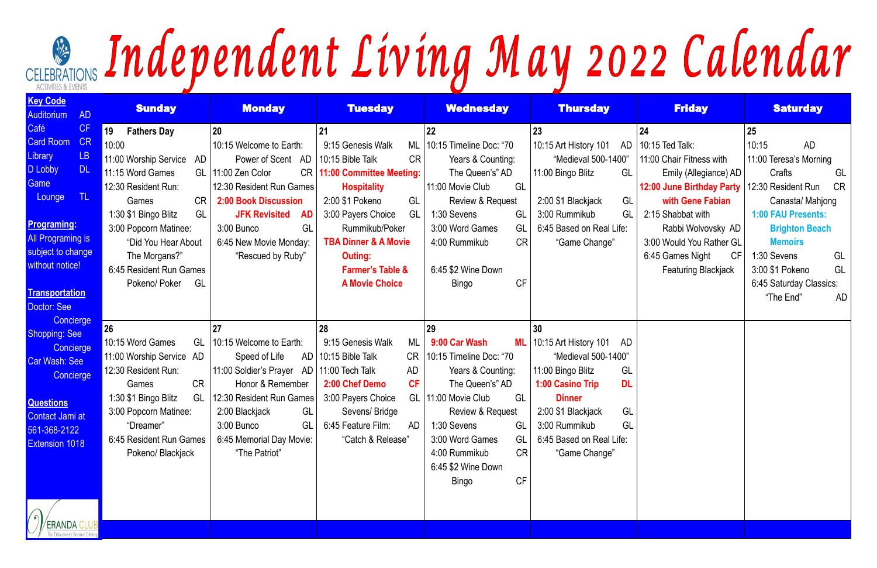# Independent Living May 2022 Calendar

CELEBRATIONS ACTIVITIES & EVENTS

**Key Code**
Auditorium AD
Café CF
Card Room CR
Library LB
D Lobby DL
Game Lounge TL

**Programing:**
All Programing is subject to change without notice!

**Transportation**
Doctor: See Concierge
Shopping: See Concierge
Car Wash: See Concierge

**Questions**
Contact Jami at 561-368-2122 Extension 1018

| Sunday | Monday | Tuesday | Wednesday | Thursday | Friday | Saturday |
|---|---|---|---|---|---|---|
| **19 Fathers Day**<br>10:00<br>11:00 Worship Service AD<br>11:15 Word Games GL<br>12:30 Resident Run: Games CR<br>1:30 $1 Bingo Blitz GL<br>3:00 Popcorn Matinee: "Did You Hear About The Morgans?"<br>6:45 Resident Run Games Pokeno/ Poker GL | **20**<br>10:15 Welcome to Earth: Power of Scent AD<br>11:00 Zen Color CR<br>12:30 Resident Run Games<br>**2:00 Book Discussion JFK Revisited AD**<br>3:00 Bunco GL<br>6:45 New Movie Monday: "Rescued by Ruby" | **21**<br>9:15 Genesis Walk ML<br>10:15 Bible Talk CR<br>**11:00 Committee Meeting: Hospitality**<br>2:00 $1 Pokeno GL<br>3:00 Payers Choice GL Rummikub/Poker<br>**TBA Dinner & A Movie Outing: Farmer's Table & A Movie Choice** | **22**<br>10:15 Timeline Doc: "70 Years & Counting: The Queen's" AD<br>11:00 Movie Club GL Review & Request<br>1:30 Sevens GL<br>3:00 Word Games GL<br>4:00 Rummikub CR<br>6:45 $2 Wine Down Bingo CF | **23**<br>10:15 Art History 101 AD "Medieval 500-1400"<br>11:00 Bingo Blitz GL<br>2:00 $1 Blackjack GL<br>3:00 Rummikub GL<br>6:45 Based on Real Life: "Game Change" | **24**<br>10:15 Ted Talk:<br>11:00 Chair Fitness with Emily (Allegiance) AD<br>**12:00 June Birthday Party with Gene Fabian**<br>2:15 Shabbat with Rabbi Wolvovsky AD<br>3:00 Would You Rather GL<br>6:45 Games Night CF Featuring Blackjack | **25**<br>10:15 AD<br>11:00 Teresa's Morning Crafts GL<br>12:30 Resident Run CR Canasta/ Mahjong<br>**1:00 FAU Presents: Brighton Beach Memoirs**<br>1:30 Sevens GL<br>3:00 $1 Pokeno GL<br>6:45 Saturday Classics: "The End" AD |
| **26**<br>10:15 Word Games GL<br>11:00 Worship Service AD<br>12:30 Resident Run: Games CR<br>1:30 $1 Bingo Blitz GL<br>3:00 Popcorn Matinee: "Dreamer"<br>6:45 Resident Run Games Pokeno/ Blackjack | **27**<br>10:15 Welcome to Earth: Speed of Life AD<br>11:00 Soldier's Prayer AD Honor & Remember<br>12:30 Resident Run Games<br>2:00 Blackjack GL<br>3:00 Bunco GL<br>6:45 Memorial Day Movie: "The Patriot" | **28**<br>9:15 Genesis Walk ML<br>10:15 Bible Talk CR<br>11:00 Tech Talk AD<br>**2:00 Chef Demo CF**<br>3:00 Payers Choice GL Sevens/ Bridge<br>6:45 Feature Film: AD "Catch & Release" | **29**<br>**9:00 Car Wash ML**<br>10:15 Timeline Doc: "70 Years & Counting: The Queen's" AD<br>11:00 Movie Club GL Review & Request<br>1:30 Sevens GL<br>3:00 Word Games GL<br>4:00 Rummikub CR<br>6:45 $2 Wine Down Bingo CF | **30**<br>10:15 Art History 101 AD "Medieval 500-1400"<br>11:00 Bingo Blitz GL<br>**1:00 Casino Trip DL Dinner**<br>2:00 $1 Blackjack GL<br>3:00 Rummikub GL<br>6:45 Based on Real Life: "Game Change" | | |

VERANDA CLUB By Discovery Senior Living